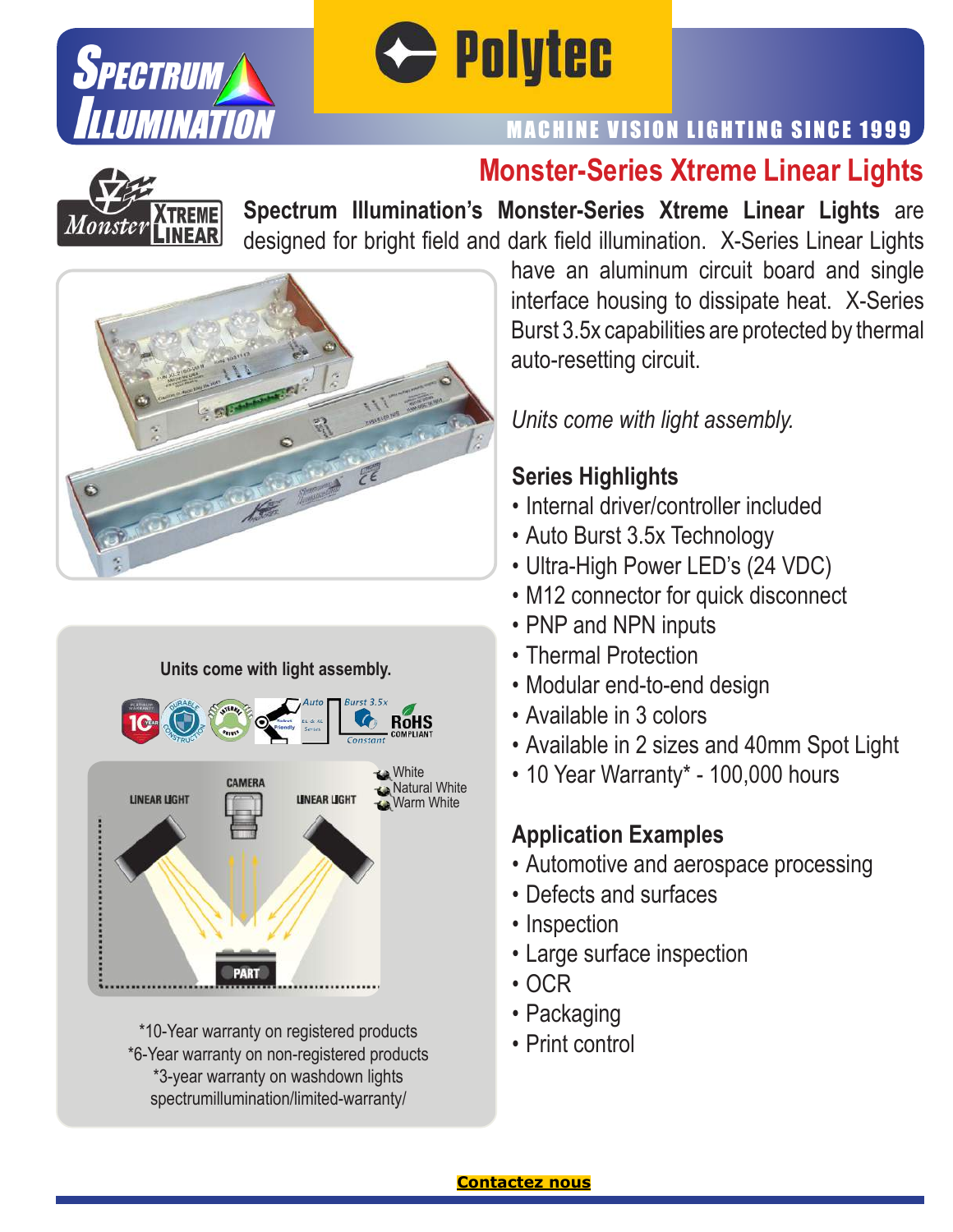# Monster-Series Xtreme Linear Lights

**Spectrum Illumination's Monster-Series Xtreme Linear Lights** are designed for bright field and dark field illumination. X-Series Linear Lights have an aluminum circuit board and single interface housing to dissipate heat. X-Series Burst 3.5x capabilities are protected by thermal auto-resetting circuit.

*Units come with light assembly.*

## Series Highlights

- Internal driver/controller included
- Auto Burst 3.5x Technology
- Ultra-High Power LED's (24 VDC)
- M12 connector for quick disconnect
- PNP and NPN inputs
- Thermal Protection
- Modular end-to-end design
- Available in 3 colors
- Available in 2 sizes and 40mm Spot Light
- 10 Year Warranty* - 100,000 hours

## Application Examples

- Automotive and aerospace processing
- Defects and surfaces
- Inspection
- Large surface inspection
- OCR
- Packaging
- Print control

**Units come with light assembly.**

- White
- Natural White
- Warm White

*10-Year warranty on registered products
*6-Year warranty on non-registered products
*3-year warranty on washdown lights
spectrumillumination/limited-warranty/

**Contactez nous**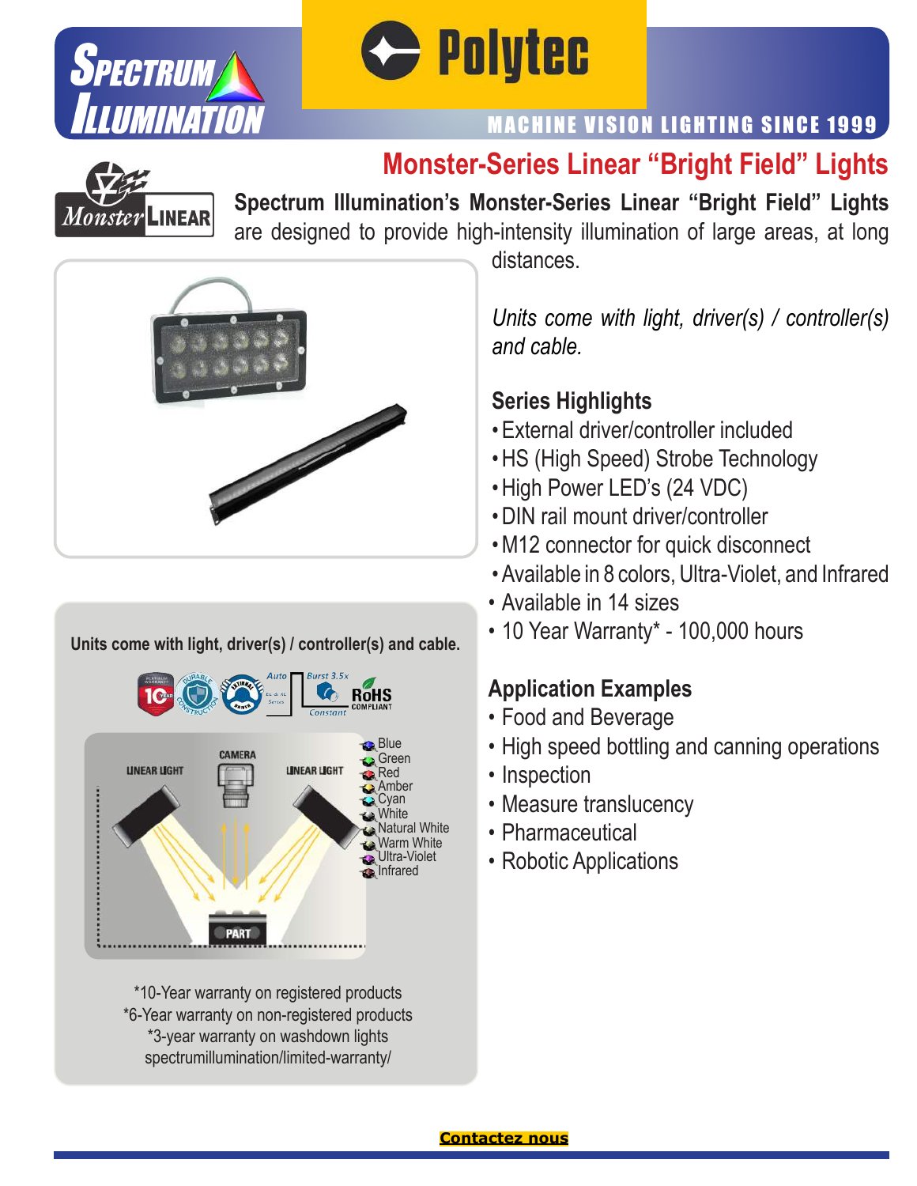# Monster-Series Linear "Bright Field" Lights

**Spectrum Illumination's Monster-Series Linear "Bright Field" Lights** are designed to provide high-intensity illumination of large areas, at long distances.

*Units come with light, driver(s) / controller(s) and cable.*

## Series Highlights

- External driver/controller included
- HS (High Speed) Strobe Technology
- High Power LED's (24 VDC)
- DIN rail mount driver/controller
- M12 connector for quick disconnect
- Available in 8 colors, Ultra-Violet, and Infrared
- Available in 14 sizes
- 10 Year Warranty* - 100,000 hours

## Application Examples

- Food and Beverage
- High speed bottling and canning operations
- Inspection
- Measure translucency
- Pharmaceutical
- Robotic Applications

**Units come with light, driver(s) / controller(s) and cable.**

*10-Year warranty on registered products
*6-Year warranty on non-registered products
*3-year warranty on washdown lights
spectrumillumination/limited-warranty/

**Contactez nous**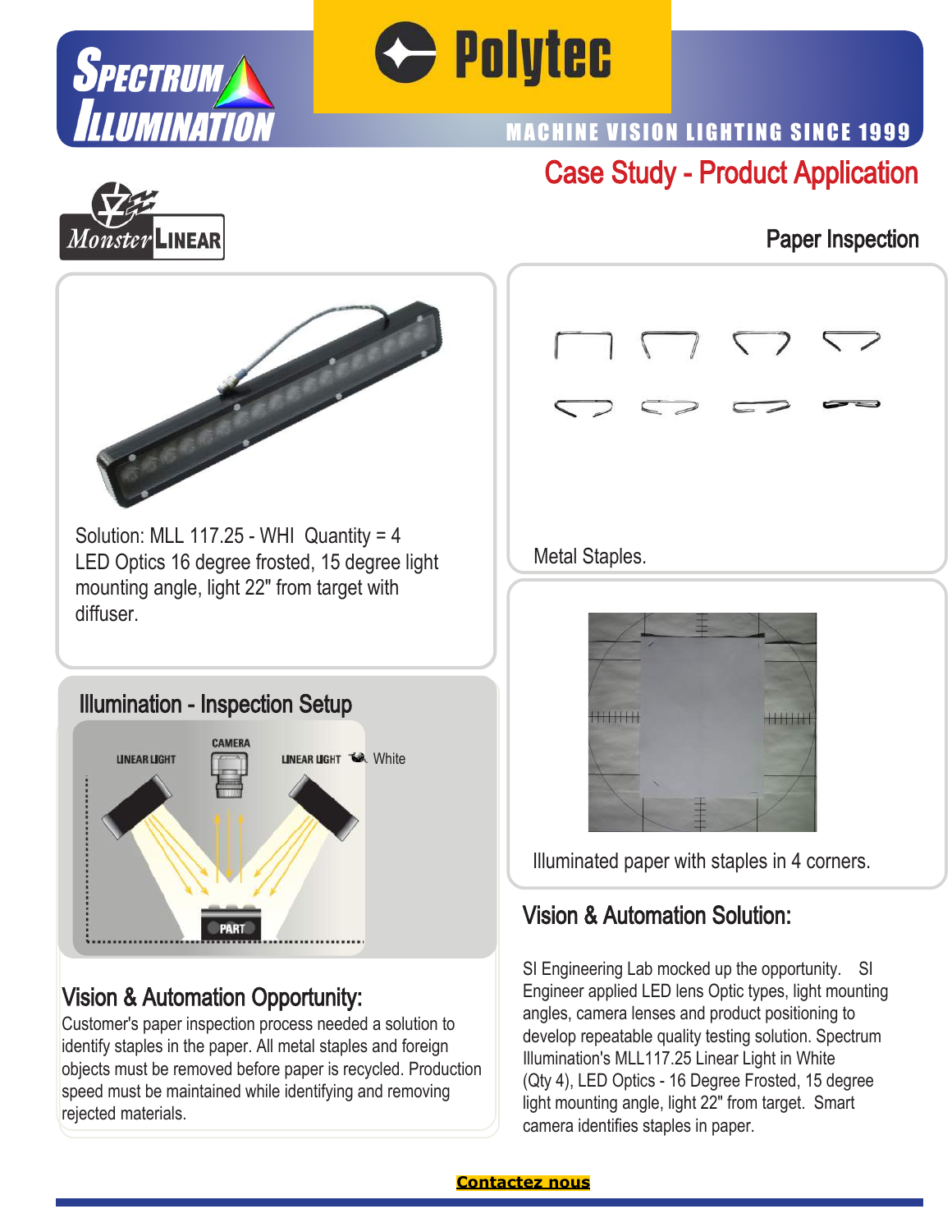# Case Study - Product Application

## Paper Inspection

Solution: MLL 117.25 - WHI Quantity = 4
LED Optics 16 degree frosted, 15 degree light mounting angle, light 22" from target with diffuser.

Metal Staples.

Illuminated paper with staples in 4 corners.

## Illumination - Inspection Setup

LINEAR LIGHT  CAMERA  LINEAR LIGHT  White

PART

## Vision & Automation Opportunity:

Customer's paper inspection process needed a solution to identify staples in the paper. All metal staples and foreign objects must be removed before paper is recycled. Production speed must be maintained while identifying and removing rejected materials.

## Vision & Automation Solution:

SI Engineering Lab mocked up the opportunity. SI Engineer applied LED lens Optic types, light mounting angles, camera lenses and product positioning to develop repeatable quality testing solution. Spectrum Illumination's MLL117.25 Linear Light in White (Qty 4), LED Optics - 16 Degree Frosted, 15 degree light mounting angle, light 22" from target. Smart camera identifies staples in paper.

**Contactez nous**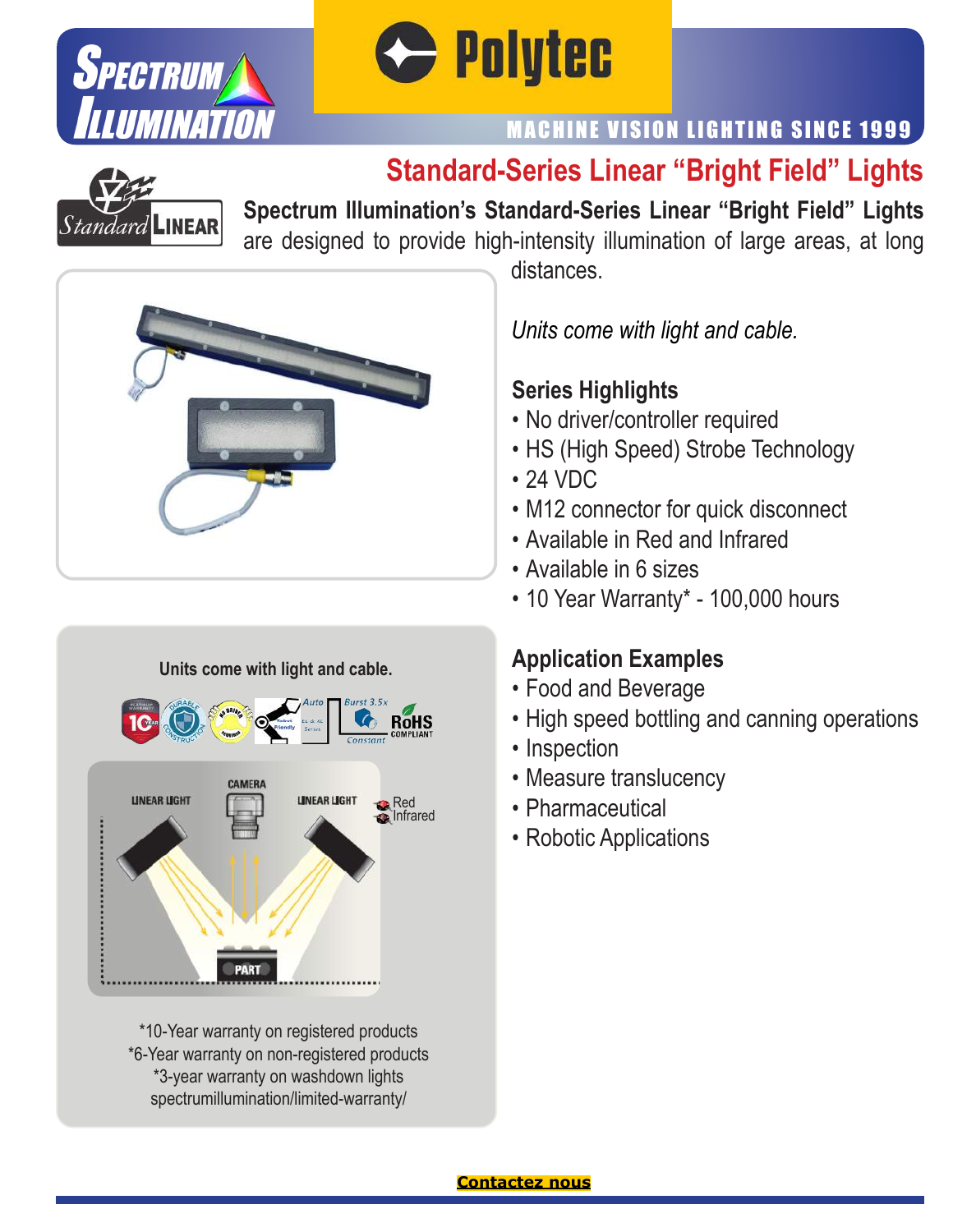## Standard-Series Linear "Bright Field" Lights

**Spectrum Illumination's Standard-Series Linear "Bright Field" Lights** are designed to provide high-intensity illumination of large areas, at long distances.

*Units come with light and cable.*

### Series Highlights

- No driver/controller required
- HS (High Speed) Strobe Technology
- 24 VDC
- M12 connector for quick disconnect
- Available in Red and Infrared
- Available in 6 sizes
- 10 Year Warranty* - 100,000 hours

### Application Examples

- Food and Beverage
- High speed bottling and canning operations
- Inspection
- Measure translucency
- Pharmaceutical
- Robotic Applications

**Units come with light and cable.**

*10-Year warranty on registered products
*6-Year warranty on non-registered products
*3-year warranty on washdown lights
spectrumillumination/limited-warranty/

**Contactez nous**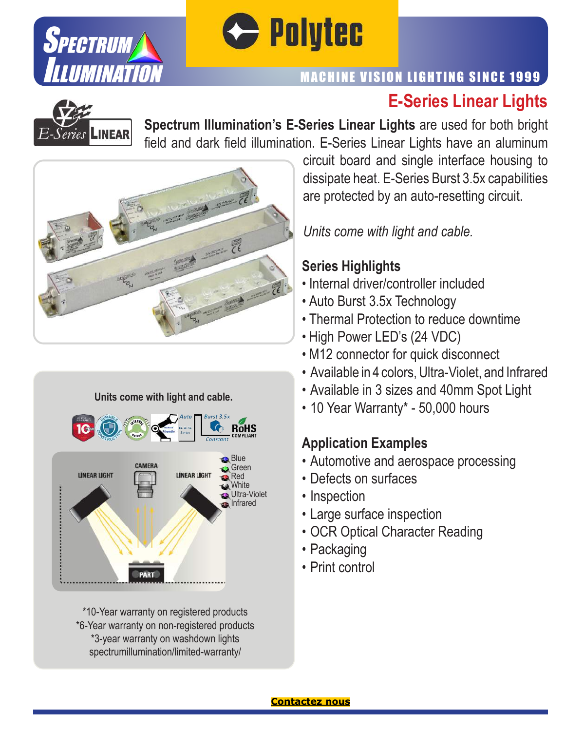# E-Series Linear Lights

**Spectrum Illumination's E-Series Linear Lights** are used for both bright field and dark field illumination. E-Series Linear Lights have an aluminum circuit board and single interface housing to dissipate heat. E-Series Burst 3.5x capabilities are protected by an auto-resetting circuit.

*Units come with light and cable.*

## Series Highlights

- Internal driver/controller included
- Auto Burst 3.5x Technology
- Thermal Protection to reduce downtime
- High Power LED's (24 VDC)
- M12 connector for quick disconnect
- Available in 4 colors, Ultra-Violet, and Infrared
- Available in 3 sizes and 40mm Spot Light
- 10 Year Warranty* - 50,000 hours

## Application Examples

- Automotive and aerospace processing
- Defects on surfaces
- Inspection
- Large surface inspection
- OCR Optical Character Reading
- Packaging
- Print control

**Units come with light and cable.**

- Blue
- Green
- Red
- White
- Ultra-Violet
- Infrared

*10-Year warranty on registered products
*6-Year warranty on non-registered products
*3-year warranty on washdown lights
spectrumillumination/limited-warranty/

**Contactez nous**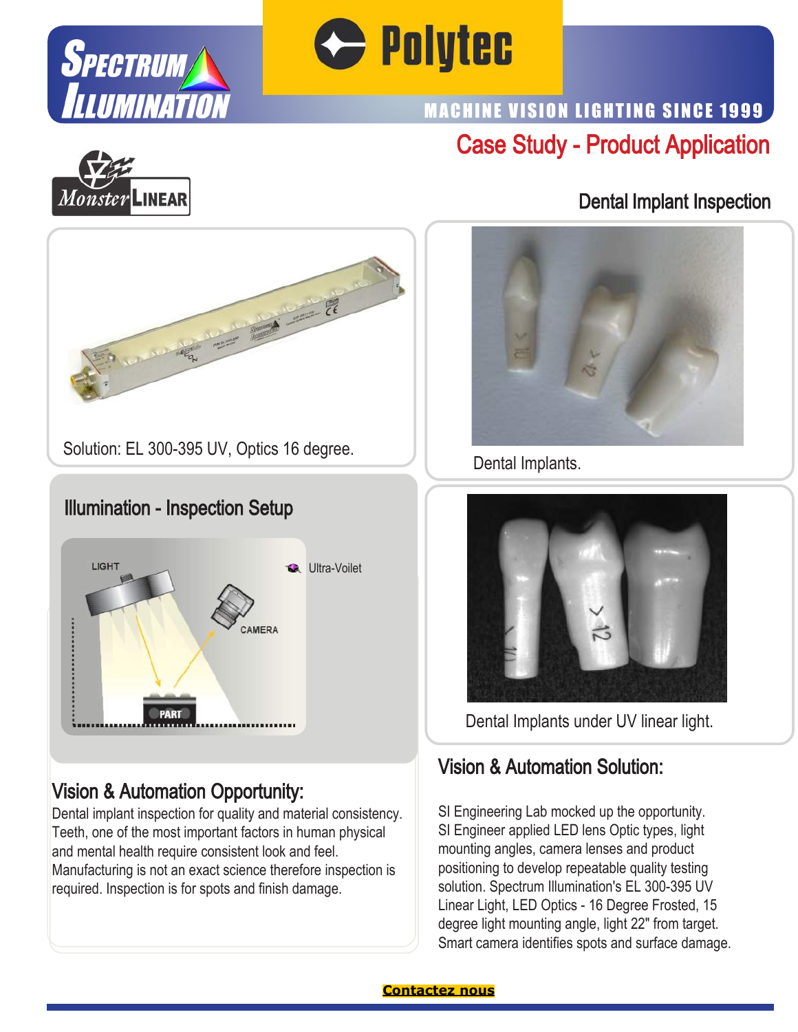MACHINE VISION LIGHTING SINCE 1999

# Case Study - Product Application

## Dental Implant Inspection

Solution: EL 300-395 UV, Optics 16 degree.

Dental Implants.

### Illumination - Inspection Setup

LIGHT

Ultra-Voilet

CAMERA

PART

Dental Implants under UV linear light.

### Vision & Automation Opportunity:

Dental implant inspection for quality and material consistency. Teeth, one of the most important factors in human physical and mental health require consistent look and feel. Manufacturing is not an exact science therefore inspection is required. Inspection is for spots and finish damage.

### Vision & Automation Solution:

SI Engineering Lab mocked up the opportunity. SI Engineer applied LED lens Optic types, light mounting angles, camera lenses and product positioning to develop repeatable quality testing solution. Spectrum Illumination's EL 300-395 UV Linear Light, LED Optics - 16 Degree Frosted, 15 degree light mounting angle, light 22" from target. Smart camera identifies spots and surface damage.

**Contactez nous**